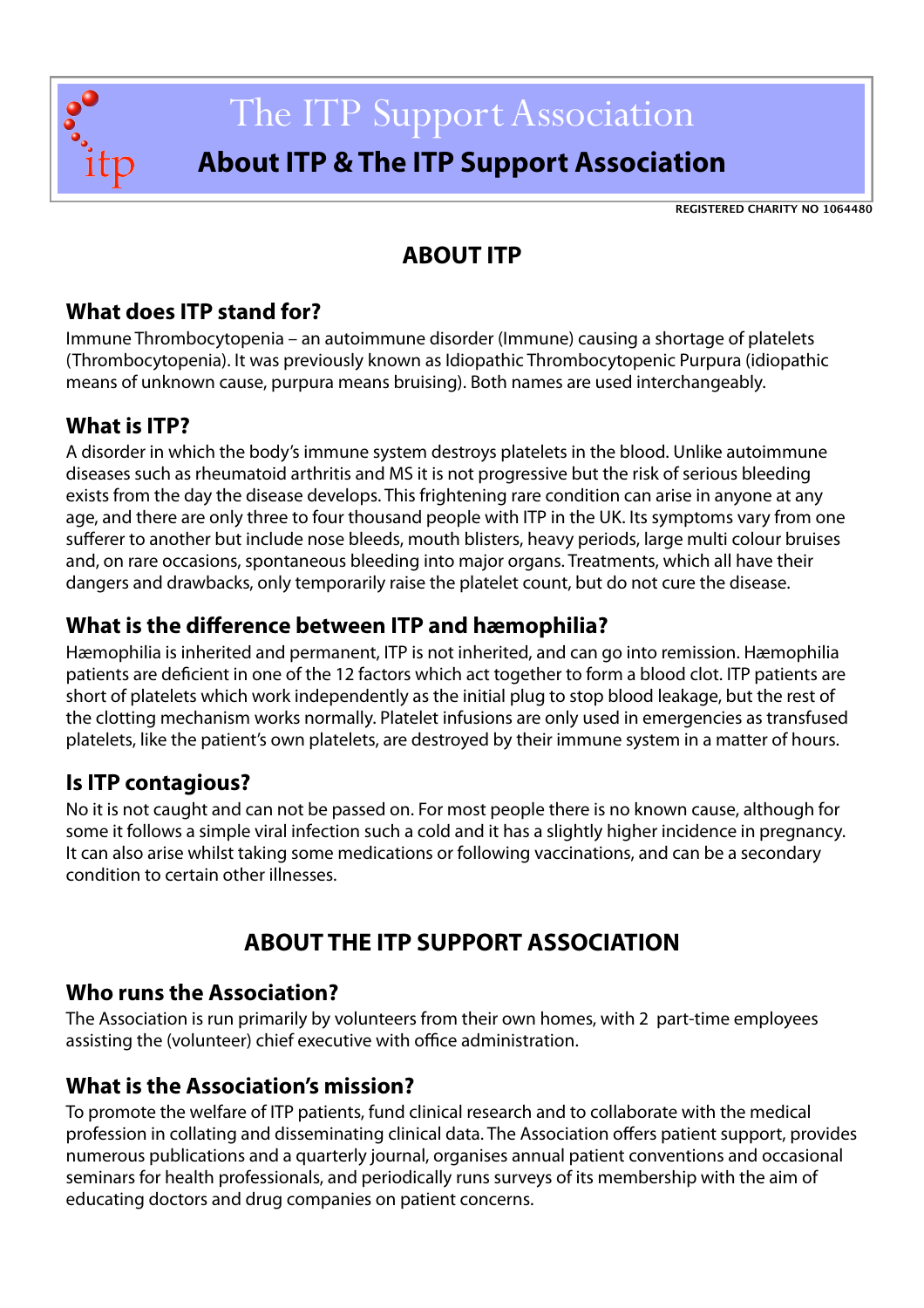# The ITP Support Association

## About ITP & The ITP Support Association

REGISTERED CHARITY NO 1064480

## ABOUT ITP

### What does ITP stand for?

Immune Thrombocytopenia – an autoimmune disorder (Immune) causing a shortage of platelets (Thrombocytopenia). It was previously known as Idiopathic Thrombocytopenic Purpura (idiopathic means of unknown cause, purpura means bruising). Both names are used interchangeably.

### What is ITP?

A disorder in which the body's immune system destroys platelets in the blood. Unlike autoimmune diseases such as rheumatoid arthritis and MS it is not progressive but the risk of serious bleeding exists from the day the disease develops. This frightening rare condition can arise in anyone at any age, and there are only three to four thousand people with ITP in the UK. Its symptoms vary from one sufferer to another but include nose bleeds, mouth blisters, heavy periods, large multi colour bruises and, on rare occasions, spontaneous bleeding into major organs. Treatments, which all have their dangers and drawbacks, only temporarily raise the platelet count, but do not cure the disease.

### What is the difference between ITP and hæmophilia?

Hæmophilia is inherited and permanent, ITP is not inherited, and can go into remission. Hæmophilia patients are deficient in one of the 12 factors which act together to form a blood clot. ITP patients are short of platelets which work independently as the initial plug to stop blood leakage, but the rest of the clotting mechanism works normally. Platelet infusions are only used in emergencies as transfused platelets, like the patient's own platelets, are destroyed by their immune system in a matter of hours.

### Is ITP contagious?

No it is not caught and can not be passed on. For most people there is no known cause, although for some it follows a simple viral infection such a cold and it has a slightly higher incidence in pregnancy. It can also arise whilst taking some medications or following vaccinations, and can be a secondary condition to certain other illnesses.

## ABOUT THE ITP SUPPORT ASSOCIATION

### Who runs the Association?

The Association is run primarily by volunteers from their own homes, with 2 part-time employees assisting the (volunteer) chief executive with office administration.

### What is the Association's mission?

To promote the welfare of ITP patients, fund clinical research and to collaborate with the medical profession in collating and disseminating clinical data. The Association offers patient support, provides numerous publications and a quarterly journal, organises annual patient conventions and occasional seminars for health professionals, and periodically runs surveys of its membership with the aim of educating doctors and drug companies on patient concerns.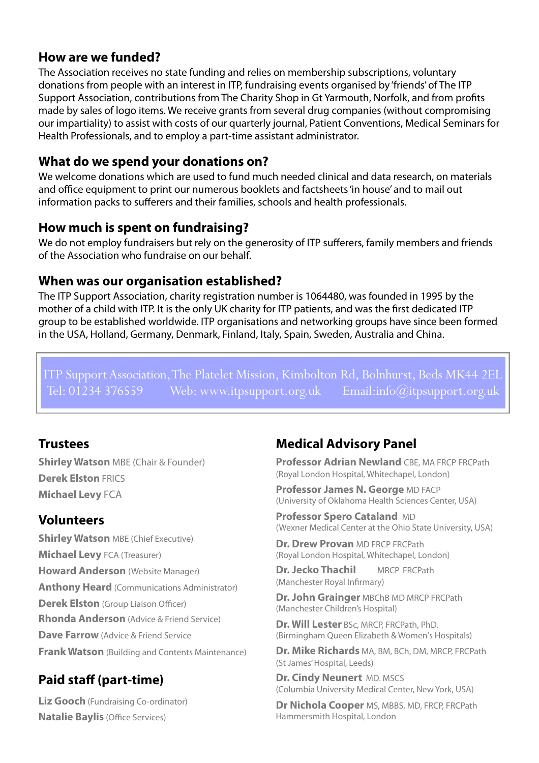## How are we funded?

The Association receives no state funding and relies on membership subscriptions, voluntary donations from people with an interest in ITP, fundraising events organised by 'friends' of The ITP Support Association, contributions from The Charity Shop in Gt Yarmouth, Norfolk, and from profits made by sales of logo items. We receive grants from several drug companies (without compromising our impartiality) to assist with costs of our quarterly journal, Patient Conventions, Medical Seminars for Health Professionals, and to employ a part-time assistant administrator.

## What do we spend your donations on?

We welcome donations which are used to fund much needed clinical and data research, on materials and office equipment to print our numerous booklets and factsheets 'in house' and to mail out information packs to sufferers and their families, schools and health professionals.

## How much is spent on fundraising?

We do not employ fundraisers but rely on the generosity of ITP sufferers, family members and friends of the Association who fundraise on our behalf.

## When was our organisation established?

The ITP Support Association, charity registration number is 1064480, was founded in 1995 by the mother of a child with ITP. It is the only UK charity for ITP patients, and was the first dedicated ITP group to be established worldwide. ITP organisations and networking groups have since been formed in the USA, Holland, Germany, Denmark, Finland, Italy, Spain, Sweden, Australia and China.

ITP Support Association, The Platelet Mission, Kimbolton Rd, Bolnhurst, Beds MK44 2EL
Tel: 01234 376559 Web: www.itpsupport.org.uk Email:info@itpsupport.org.uk

## Trustees

**Shirley Watson** MBE (Chair & Founder)
**Derek Elston** FRICS
**Michael Levy** FCA

## Volunteers

**Shirley Watson** MBE (Chief Executive)
**Michael Levy** FCA (Treasurer)
**Howard Anderson** (Website Manager)
**Anthony Heard** (Communications Administrator)
**Derek Elston** (Group Liaison Officer)
**Rhonda Anderson** (Advice & Friend Service)
**Dave Farrow** (Advice & Friend Service
**Frank Watson** (Building and Contents Maintenance)

## Paid staff (part-time)

**Liz Gooch** (Fundraising Co-ordinator)
**Natalie Baylis** (Office Services)

## Medical Advisory Panel

**Professor Adrian Newland** CBE, MA FRCP FRCPath
(Royal London Hospital, Whitechapel, London)

**Professor James N. George** MD FACP
(University of Oklahoma Health Sciences Center, USA)

**Professor Spero Cataland** MD
(Wexner Medical Center at the Ohio State University, USA)

**Dr. Drew Provan** MD FRCP FRCPath
(Royal London Hospital, Whitechapel, London)

**Dr. Jecko Thachil** MRCP FRCPath
(Manchester Royal Infirmary)

**Dr. John Grainger** MBChB MD MRCP FRCPath
(Manchester Children's Hospital)

**Dr. Will Lester** BSc, MRCP, FRCPath, PhD.
(Birmingham Queen Elizabeth & Women's Hospitals)

**Dr. Mike Richards** MA, BM, BCh, DM, MRCP, FRCPath
(St James' Hospital, Leeds)

**Dr. Cindy Neunert** MD. MSCS
(Columbia University Medical Center, New York, USA)

**Dr Nichola Cooper** MS, MBBS, MD, FRCP, FRCPath
Hammersmith Hospital, London